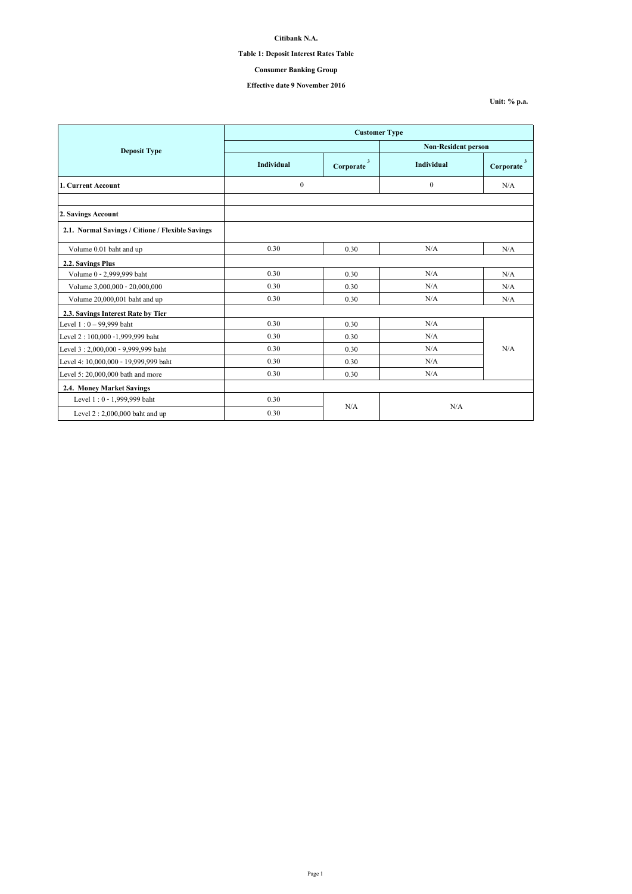**Citibank N.A.**

**Table 1: Deposit Interest Rates Table**

**Consumer Banking Group**

**Effective date 9 November 2016**

**Unit: % p.a.**

| Deposit Type | Customer Type | | | |
|---|---|---|---|---|
| | | | Non-Resident person | |
| | Individual | Corporate [3] | Individual | Corporate [3] |
| **1. Current Account** | 0 | | 0 | N/A |
| | | | | |
| **2. Savings Account** | | | | |
| **2.1. Normal Savings / Citione / Flexible Savings** | | | | |
| Volume 0.01 baht and up | 0.30 | 0.30 | N/A | N/A |
| **2.2. Savings Plus** | | | | |
| Volume 0 - 2,999,999 baht | 0.30 | 0.30 | N/A | N/A |
| Volume 3,000,000 - 20,000,000 | 0.30 | 0.30 | N/A | N/A |
| Volume 20,000,001 baht and up | 0.30 | 0.30 | N/A | N/A |
| **2.3. Savings Interest Rate by Tier** | | | | |
| Level 1 : 0 – 99,999 baht | 0.30 | 0.30 | N/A | N/A |
| Level 2 : 100,000 -1,999,999 baht | 0.30 | 0.30 | N/A | |
| Level 3 : 2,000,000 - 9,999,999 baht | 0.30 | 0.30 | N/A | |
| Level 4: 10,000,000 - 19,999,999 baht | 0.30 | 0.30 | N/A | |
| Level 5: 20,000,000 bath and more | 0.30 | 0.30 | N/A | |
| **2.4. Money Market Savings** | | | | |
| Level 1 : 0 - 1,999,999 baht | 0.30 | N/A | N/A | |
| Level 2 : 2,000,000 baht and up | 0.30 | | | |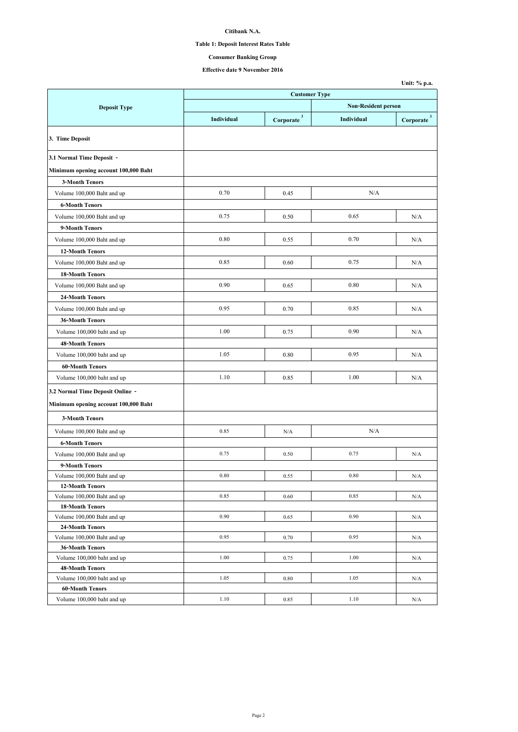**Citibank N.A.**

**Table 1: Deposit Interest Rates Table**

**Consumer Banking Group**

**Effective date 9 November 2016**

**Unit: % p.a.**

| Deposit Type | Customer Type | | | |
|---|---|---|---|---|
| | | | Non-Resident person | |
| | Individual | Corporate [3] | Individual | Corporate [3] |
| **3. Time Deposit** | | | | |
| **3.1 Normal Time Deposit - Minimum opening account 100,000 Baht** | | | | |
| **3-Month Tenors** | | | | |
| Volume 100,000 Baht and up | 0.70 | 0.45 | N/A | |
| **6-Month Tenors** | | | | |
| Volume 100,000 Baht and up | 0.75 | 0.50 | 0.65 | N/A |
| **9-Month Tenors** | | | | |
| Volume 100,000 Baht and up | 0.80 | 0.55 | 0.70 | N/A |
| **12-Month Tenors** | | | | |
| Volume 100,000 Baht and up | 0.85 | 0.60 | 0.75 | N/A |
| **18-Month Tenors** | | | | |
| Volume 100,000 Baht and up | 0.90 | 0.65 | 0.80 | N/A |
| **24-Month Tenors** | | | | |
| Volume 100,000 Baht and up | 0.95 | 0.70 | 0.85 | N/A |
| **36-Month Tenors** | | | | |
| Volume 100,000 baht and up | 1.00 | 0.75 | 0.90 | N/A |
| **48-Month Tenors** | | | | |
| Volume 100,000 baht and up | 1.05 | 0.80 | 0.95 | N/A |
| **60-Month Tenors** | | | | |
| Volume 100,000 baht and up | 1.10 | 0.85 | 1.00 | N/A |
| **3.2 Normal Time Deposit Online - Minimum opening account 100,000 Baht** | | | | |
| **3-Month Tenors** | | | | |
| Volume 100,000 Baht and up | 0.85 | N/A | N/A | |
| **6-Month Tenors** | | | | |
| Volume 100,000 Baht and up | 0.75 | 0.50 | 0.75 | N/A |
| **9-Month Tenors** | | | | |
| Volume 100,000 Baht and up | 0.80 | 0.55 | 0.80 | N/A |
| **12-Month Tenors** | | | | |
| Volume 100,000 Baht and up | 0.85 | 0.60 | 0.85 | N/A |
| **18-Month Tenors** | | | | |
| Volume 100,000 Baht and up | 0.90 | 0.65 | 0.90 | N/A |
| **24-Month Tenors** | | | | |
| Volume 100,000 Baht and up | 0.95 | 0.70 | 0.95 | N/A |
| **36-Month Tenors** | | | | |
| Volume 100,000 baht and up | 1.00 | 0.75 | 1.00 | N/A |
| **48-Month Tenors** | | | | |
| Volume 100,000 baht and up | 1.05 | 0.80 | 1.05 | N/A |
| **60-Month Tenors** | | | | |
| Volume 100,000 baht and up | 1.10 | 0.85 | 1.10 | N/A |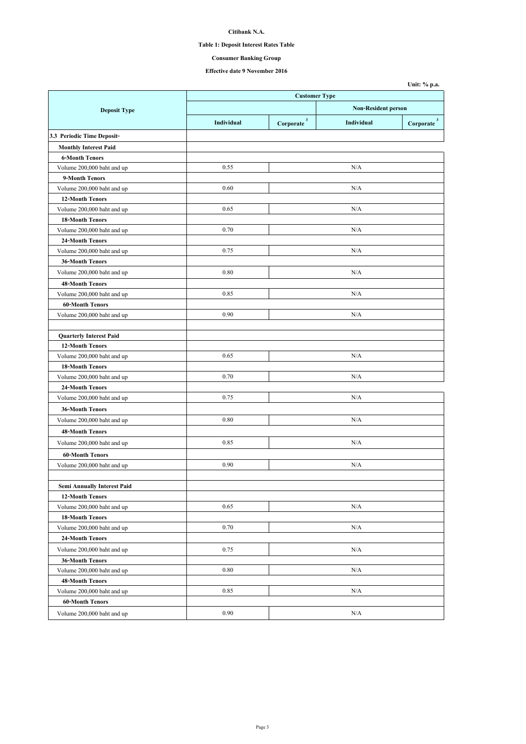**Citibank N.A.**

**Table 1: Deposit Interest Rates Table**

**Consumer Banking Group**

**Effective date 9 November 2016**

Unit: % p.a.

| Deposit Type | Customer Type | | | |
|---|---|---|---|---|
| | | | Non-Resident person | |
| | Individual | Corporate [3] | Individual | Corporate [3] |
| **3.3 Periodic Time Deposit-** | | | | |
| **Monthly Interest Paid** | | | | |
| **6-Month Tenors** | | | | |
| Volume 200,000 baht and up | 0.55 | N/A | | |
| **9-Month Tenors** | | | | |
| Volume 200,000 baht and up | 0.60 | N/A | | |
| **12-Month Tenors** | | | | |
| Volume 200,000 baht and up | 0.65 | N/A | | |
| **18-Month Tenors** | | | | |
| Volume 200,000 baht and up | 0.70 | N/A | | |
| **24-Month Tenors** | | | | |
| Volume 200,000 baht and up | 0.75 | N/A | | |
| **36-Month Tenors** | | | | |
| Volume 200,000 baht and up | 0.80 | N/A | | |
| **48-Month Tenors** | | | | |
| Volume 200,000 baht and up | 0.85 | N/A | | |
| **60-Month Tenors** | | | | |
| Volume 200,000 baht and up | 0.90 | N/A | | |
| | | | | |
| **Quarterly Interest Paid** | | | | |
| **12-Month Tenors** | | | | |
| Volume 200,000 baht and up | 0.65 | N/A | | |
| **18-Month Tenors** | | | | |
| Volume 200,000 baht and up | 0.70 | N/A | | |
| **24-Month Tenors** | | | | |
| Volume 200,000 baht and up | 0.75 | N/A | | |
| **36-Month Tenors** | | | | |
| Volume 200,000 baht and up | 0.80 | N/A | | |
| **48-Month Tenors** | | | | |
| Volume 200,000 baht and up | 0.85 | N/A | | |
| **60-Month Tenors** | | | | |
| Volume 200,000 baht and up | 0.90 | N/A | | |
| | | | | |
| **Semi Annually Interest Paid** | | | | |
| **12-Month Tenors** | | | | |
| Volume 200,000 baht and up | 0.65 | N/A | | |
| **18-Month Tenors** | | | | |
| Volume 200,000 baht and up | 0.70 | N/A | | |
| **24-Month Tenors** | | | | |
| Volume 200,000 baht and up | 0.75 | N/A | | |
| **36-Month Tenors** | | | | |
| Volume 200,000 baht and up | 0.80 | N/A | | |
| **48-Month Tenors** | | | | |
| Volume 200,000 baht and up | 0.85 | N/A | | |
| **60-Month Tenors** | | | | |
| Volume 200,000 baht and up | 0.90 | N/A | | |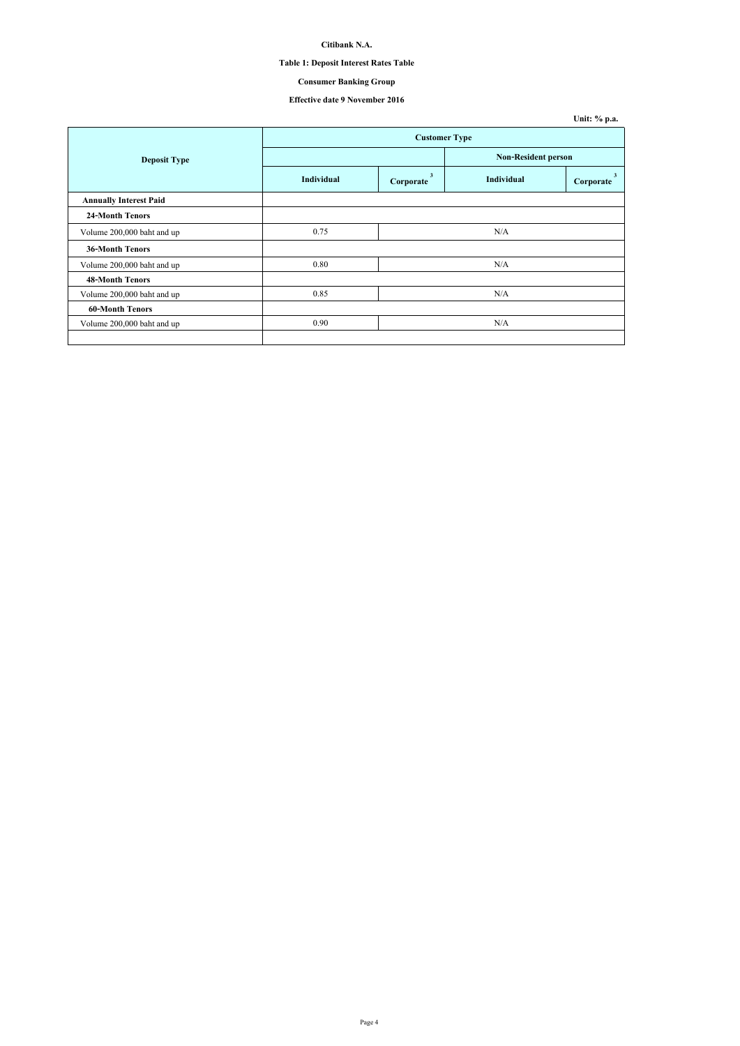**Citibank N.A.**

**Table 1: Deposit Interest Rates Table**

**Consumer Banking Group**

**Effective date 9 November 2016**

**Unit: % p.a.**

| Deposit Type | Customer Type | | | |
|---|---|---|---|---|
| | | | Non-Resident person | |
| | Individual | Corporate [3] | Individual | Corporate [3] |
| **Annually Interest Paid** | | | | |
| **24-Month Tenors** | | | | |
| Volume 200,000 baht and up | 0.75 | N/A | | |
| **36-Month Tenors** | | | | |
| Volume 200,000 baht and up | 0.80 | N/A | | |
| **48-Month Tenors** | | | | |
| Volume 200,000 baht and up | 0.85 | N/A | | |
| **60-Month Tenors** | | | | |
| Volume 200,000 baht and up | 0.90 | N/A | | |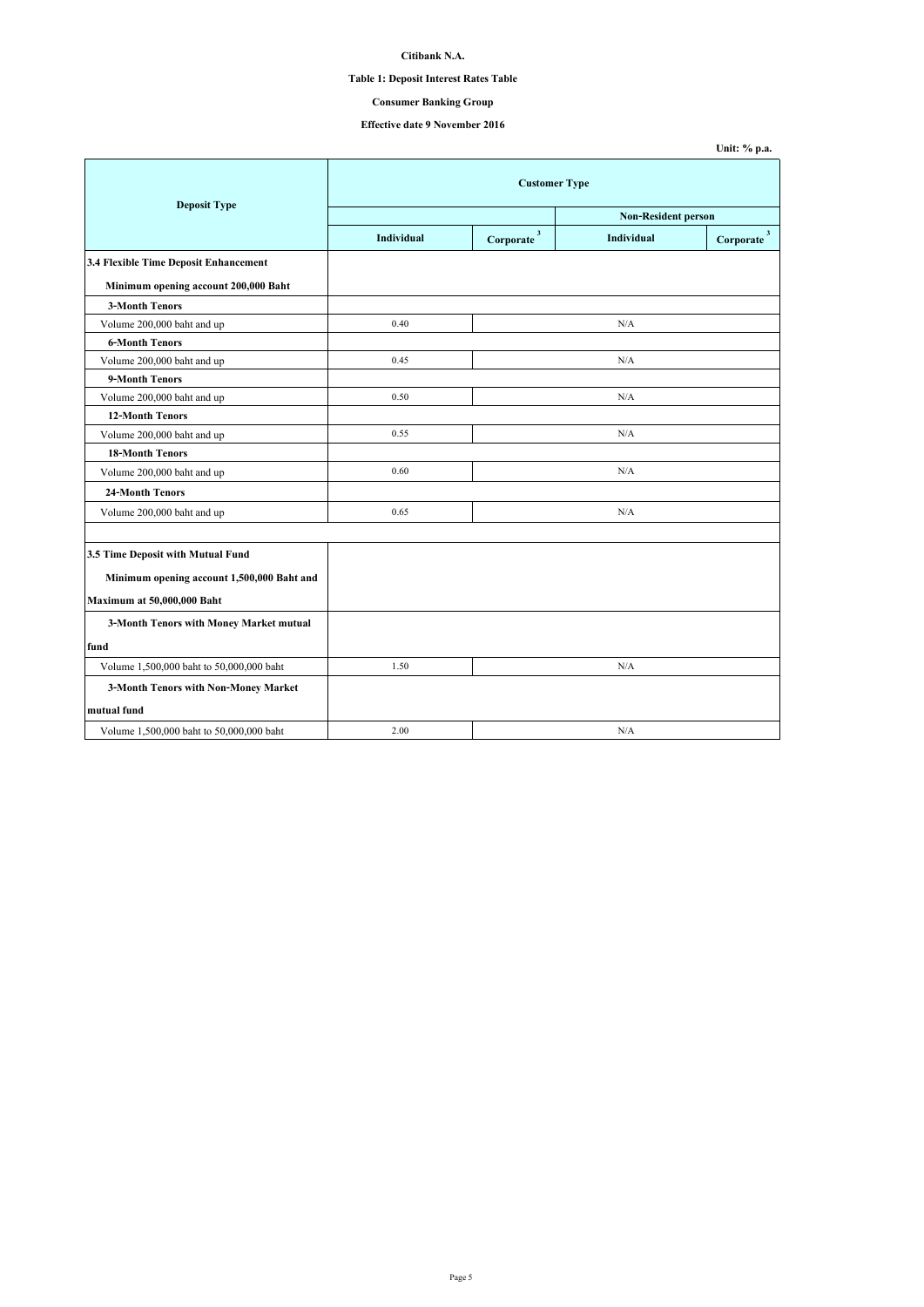**Citibank N.A.**

**Table 1: Deposit Interest Rates Table**

**Consumer Banking Group**

**Effective date 9 November 2016**

**Unit: % p.a.**

| Deposit Type | Customer Type | | | |
|---|---|---|---|---|
| | | | Non-Resident person | |
| | Individual | Corporate [3] | Individual | Corporate [3] |
| **3.4 Flexible Time Deposit Enhancement** | | | | |
| **Minimum opening account 200,000 Baht** | | | | |
| **3-Month Tenors** | | | | |
| Volume 200,000 baht and up | 0.40 | N/A | | |
| **6-Month Tenors** | | | | |
| Volume 200,000 baht and up | 0.45 | N/A | | |
| **9-Month Tenors** | | | | |
| Volume 200,000 baht and up | 0.50 | N/A | | |
| **12-Month Tenors** | | | | |
| Volume 200,000 baht and up | 0.55 | N/A | | |
| **18-Month Tenors** | | | | |
| Volume 200,000 baht and up | 0.60 | N/A | | |
| **24-Month Tenors** | | | | |
| Volume 200,000 baht and up | 0.65 | N/A | | |
| | | | | |
| **3.5 Time Deposit with Mutual Fund** | | | | |
| **Minimum opening account 1,500,000 Baht and Maximum at 50,000,000 Baht** | | | | |
| **3-Month Tenors with Money Market mutual fund** | | | | |
| Volume 1,500,000 baht to 50,000,000 baht | 1.50 | N/A | | |
| **3-Month Tenors with Non-Money Market mutual fund** | | | | |
| Volume 1,500,000 baht to 50,000,000 baht | 2.00 | N/A | | |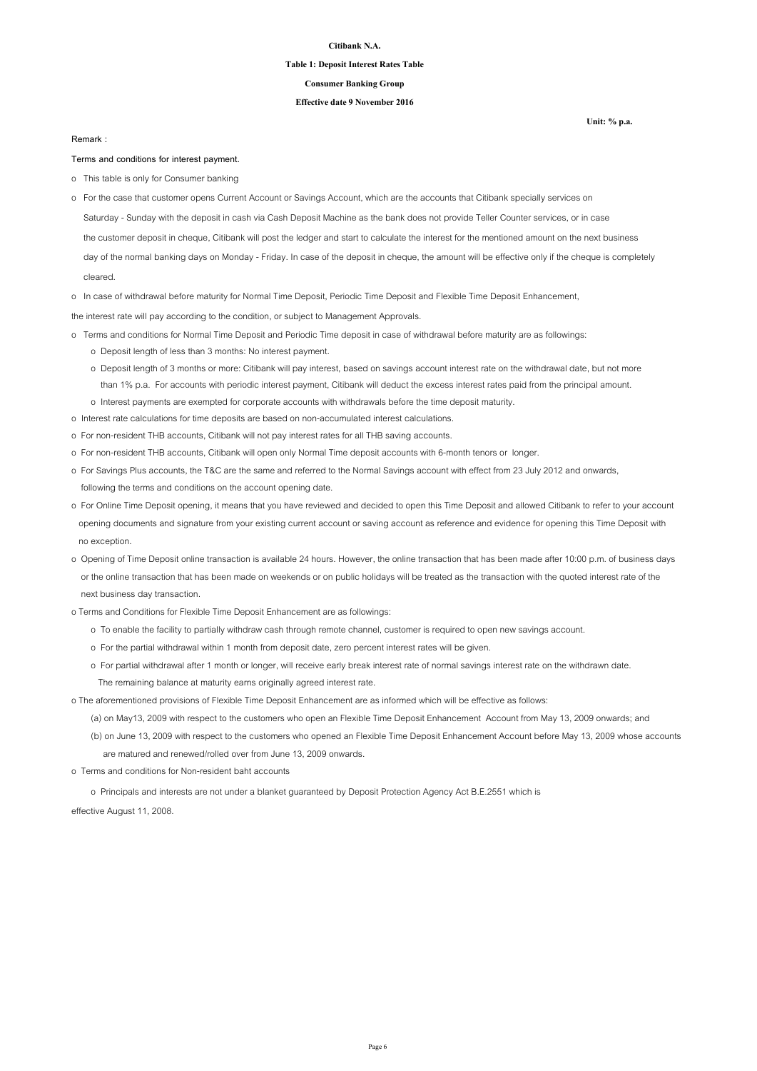**Citibank N.A.**

**Table 1: Deposit Interest Rates Table**

**Consumer Banking Group**

**Effective date 9 November 2016**

**Unit: % p.a.**

Remark :

Terms and conditions for interest payment.

- This table is only for Consumer banking
- For the case that customer opens Current Account or Savings Account, which are the accounts that Citibank specially services on Saturday - Sunday with the deposit in cash via Cash Deposit Machine as the bank does not provide Teller Counter services, or in case the customer deposit in cheque, Citibank will post the ledger and start to calculate the interest for the mentioned amount on the next business day of the normal banking days on Monday - Friday. In case of the deposit in cheque, the amount will be effective only if the cheque is completely cleared.
- In case of withdrawal before maturity for Normal Time Deposit, Periodic Time Deposit and Flexible Time Deposit Enhancement, the interest rate will pay according to the condition, or subject to Management Approvals.
- Terms and conditions for Normal Time Deposit and Periodic Time deposit in case of withdrawal before maturity are as followings:
  - Deposit length of less than 3 months: No interest payment.
  - Deposit length of 3 months or more: Citibank will pay interest, based on savings account interest rate on the withdrawal date, but not more than 1% p.a. For accounts with periodic interest payment, Citibank will deduct the excess interest rates paid from the principal amount.
  - Interest payments are exempted for corporate accounts with withdrawals before the time deposit maturity.
- Interest rate calculations for time deposits are based on non-accumulated interest calculations.
- For non-resident THB accounts, Citibank will not pay interest rates for all THB saving accounts.
- For non-resident THB accounts, Citibank will open only Normal Time deposit accounts with 6-month tenors or longer.
- For Savings Plus accounts, the T&C are the same and referred to the Normal Savings account with effect from 23 July 2012 and onwards, following the terms and conditions on the account opening date.
- For Online Time Deposit opening, it means that you have reviewed and decided to open this Time Deposit and allowed Citibank to refer to your account opening documents and signature from your existing current account or saving account as reference and evidence for opening this Time Deposit with no exception.
- Opening of Time Deposit online transaction is available 24 hours. However, the online transaction that has been made after 10:00 p.m. of business days or the online transaction that has been made on weekends or on public holidays will be treated as the transaction with the quoted interest rate of the next business day transaction.
- Terms and Conditions for Flexible Time Deposit Enhancement are as followings:
  - To enable the facility to partially withdraw cash through remote channel, customer is required to open new savings account.
  - For the partial withdrawal within 1 month from deposit date, zero percent interest rates will be given.
  - For partial withdrawal after 1 month or longer, will receive early break interest rate of normal savings interest rate on the withdrawn date. The remaining balance at maturity earns originally agreed interest rate.
- The aforementioned provisions of Flexible Time Deposit Enhancement are as informed which will be effective as follows:
  - (a) on May13, 2009 with respect to the customers who open an Flexible Time Deposit Enhancement Account from May 13, 2009 onwards; and
  - (b) on June 13, 2009 with respect to the customers who opened an Flexible Time Deposit Enhancement Account before May 13, 2009 whose accounts are matured and renewed/rolled over from June 13, 2009 onwards.
- Terms and conditions for Non-resident baht accounts
  - Principals and interests are not under a blanket guaranteed by Deposit Protection Agency Act B.E.2551 which is effective August 11, 2008.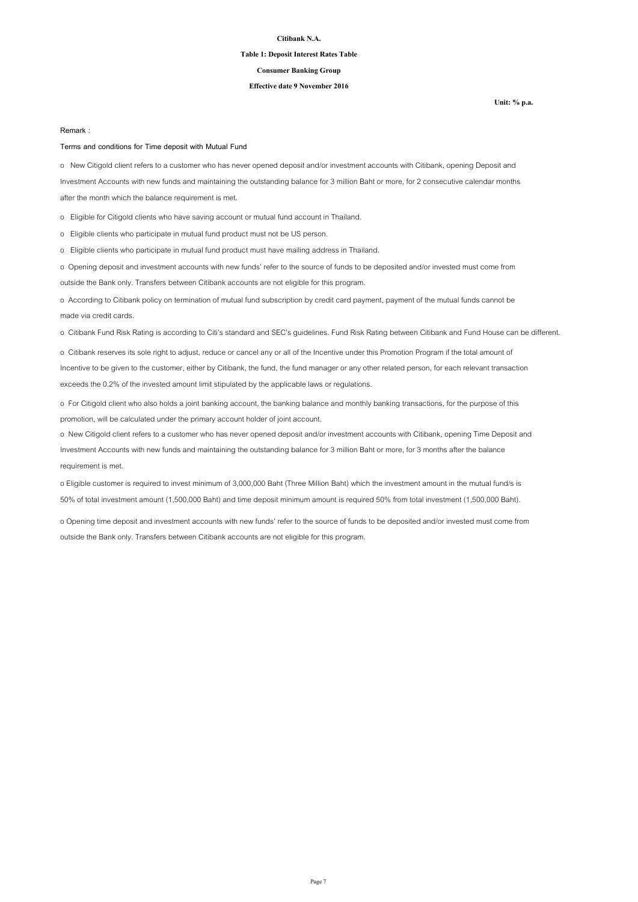**Citibank N.A.**

**Table 1: Deposit Interest Rates Table**

**Consumer Banking Group**

**Effective date 9 November 2016**

**Unit: % p.a.**

Remark :

Terms and conditions for Time deposit with Mutual Fund

- New Citigold client refers to a customer who has never opened deposit and/or investment accounts with Citibank, opening Deposit and Investment Accounts with new funds and maintaining the outstanding balance for 3 million Baht or more, for 2 consecutive calendar months after the month which the balance requirement is met.
- Eligible for Citigold clients who have saving account or mutual fund account in Thailand.
- Eligible clients who participate in mutual fund product must not be US person.
- Eligible clients who participate in mutual fund product must have mailing address in Thailand.
- Opening deposit and investment accounts with new funds' refer to the source of funds to be deposited and/or invested must come from outside the Bank only. Transfers between Citibank accounts are not eligible for this program.
- According to Citibank policy on termination of mutual fund subscription by credit card payment, payment of the mutual funds cannot be made via credit cards.
- Citibank Fund Risk Rating is according to Citi's standard and SEC's guidelines. Fund Risk Rating between Citibank and Fund House can be different.
- Citibank reserves its sole right to adjust, reduce or cancel any or all of the Incentive under this Promotion Program if the total amount of Incentive to be given to the customer, either by Citibank, the fund, the fund manager or any other related person, for each relevant transaction exceeds the 0.2% of the invested amount limit stipulated by the applicable laws or regulations.
- For Citigold client who also holds a joint banking account, the banking balance and monthly banking transactions, for the purpose of this promotion, will be calculated under the primary account holder of joint account.
- New Citigold client refers to a customer who has never opened deposit and/or investment accounts with Citibank, opening Time Deposit and Investment Accounts with new funds and maintaining the outstanding balance for 3 million Baht or more, for 3 months after the balance requirement is met.
- Eligible customer is required to invest minimum of 3,000,000 Baht (Three Million Baht) which the investment amount in the mutual fund/s is 50% of total investment amount (1,500,000 Baht) and time deposit minimum amount is required 50% from total investment (1,500,000 Baht).
- Opening time deposit and investment accounts with new funds' refer to the source of funds to be deposited and/or invested must come from outside the Bank only. Transfers between Citibank accounts are not eligible for this program.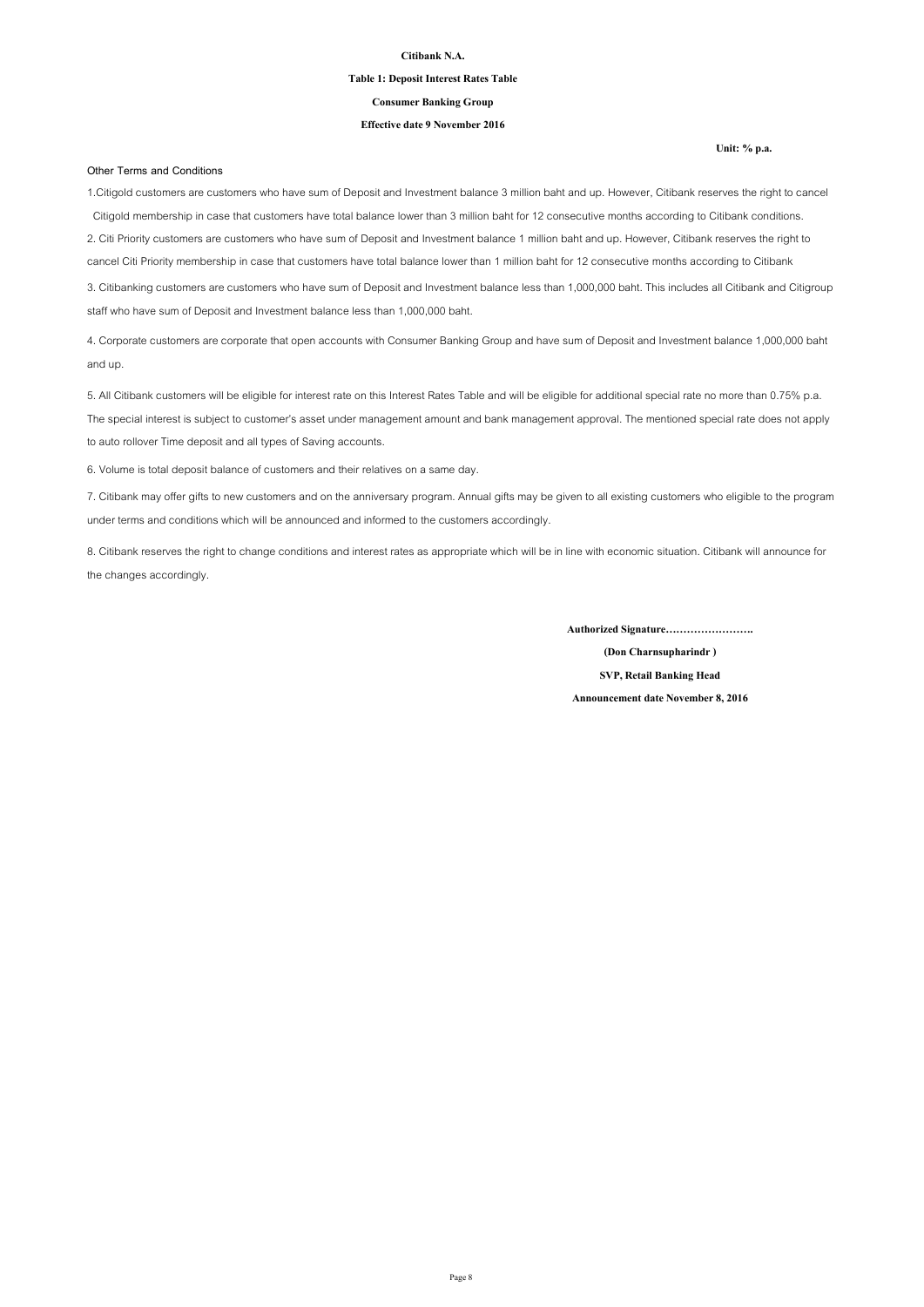**Citibank N.A.**

**Table 1: Deposit Interest Rates Table**

**Consumer Banking Group**

**Effective date 9 November 2016**

**Unit: % p.a.**

Other Terms and Conditions

1.Citigold customers are customers who have sum of Deposit and Investment balance 3 million baht and up. However, Citibank reserves the right to cancel Citigold membership in case that customers have total balance lower than 3 million baht for 12 consecutive months according to Citibank conditions.

2. Citi Priority customers are customers who have sum of Deposit and Investment balance 1 million baht and up. However, Citibank reserves the right to cancel Citi Priority membership in case that customers have total balance lower than 1 million baht for 12 consecutive months according to Citibank

3. Citibanking customers are customers who have sum of Deposit and Investment balance less than 1,000,000 baht. This includes all Citibank and Citigroup staff who have sum of Deposit and Investment balance less than 1,000,000 baht.

4. Corporate customers are corporate that open accounts with Consumer Banking Group and have sum of Deposit and Investment balance 1,000,000 baht and up.

5. All Citibank customers will be eligible for interest rate on this Interest Rates Table and will be eligible for additional special rate no more than 0.75% p.a. The special interest is subject to customer's asset under management amount and bank management approval. The mentioned special rate does not apply to auto rollover Time deposit and all types of Saving accounts.

6. Volume is total deposit balance of customers and their relatives on a same day.

7. Citibank may offer gifts to new customers and on the anniversary program. Annual gifts may be given to all existing customers who eligible to the program under terms and conditions which will be announced and informed to the customers accordingly.

8. Citibank reserves the right to change conditions and interest rates as appropriate which will be in line with economic situation. Citibank will announce for the changes accordingly.

**Authorized Signature…………………….**

**(Don Charnsupharindr )**

**SVP, Retail Banking Head**

**Announcement date November 8, 2016**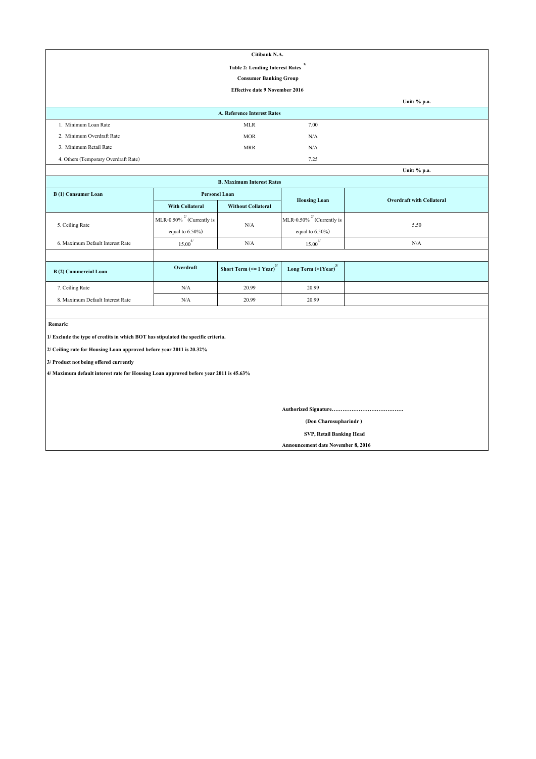**Citibank N.A.**

**Table 2: Lending Interest Rates [1/]**

**Consumer Banking Group**

**Effective date 9 November 2016**

**Unit: % p.a.**

| A. Reference Interest Rates | | |
|---|---|---|
| 1. Minimum Loan Rate | MLR | 7.00 |
| 2. Minimum Overdraft Rate | MOR | N/A |
| 3. Minimum Retail Rate | MRR | N/A |
| 4. Others (Temporary Overdraft Rate) | | 7.25 |

**Unit: % p.a.**

**B. Maximum Interest Rates**

| B (1) Consumer Loan | Personel Loan | | Housing Loan | Overdraft with Collateral |
|---|---|---|---|---|
| | With Collateral | Without Collateral | | |
| 5. Ceiling Rate | MLR-0.50% [2/] (Currently is equal to 6.50%) | N/A | MLR-0.50% [2/] (Currently is equal to 6.50%) | 5.50 |
| 6. Maximum Default Interest Rate | 15.00 [4/] | N/A | 15.00 [4/] | N/A |

| B (2) Commercial Loan | Overdraft | Short Term (<= 1 Year) [3/] | Long Term (>1Year) [3/] |
|---|---|---|---|
| 7. Ceiling Rate | N/A | 20.99 | 20.99 |
| 8. Maximum Default Interest Rate | N/A | 20.99 | 20.99 |

**Remark:**

**1/ Exclude the type of credits in which BOT has stipulated the specific criteria.**

**2/ Ceiling rate for Housing Loan approved before year 2011 is 20.32%**

**3/ Product not being offered currently**

**4/ Maximum default interest rate for Housing Loan approved before year 2011 is 45.63%**

**Authorized Signature…………………………………**

**(Don Charnsupharindr )**

**SVP, Retail Banking Head**

**Announcement date November 8, 2016**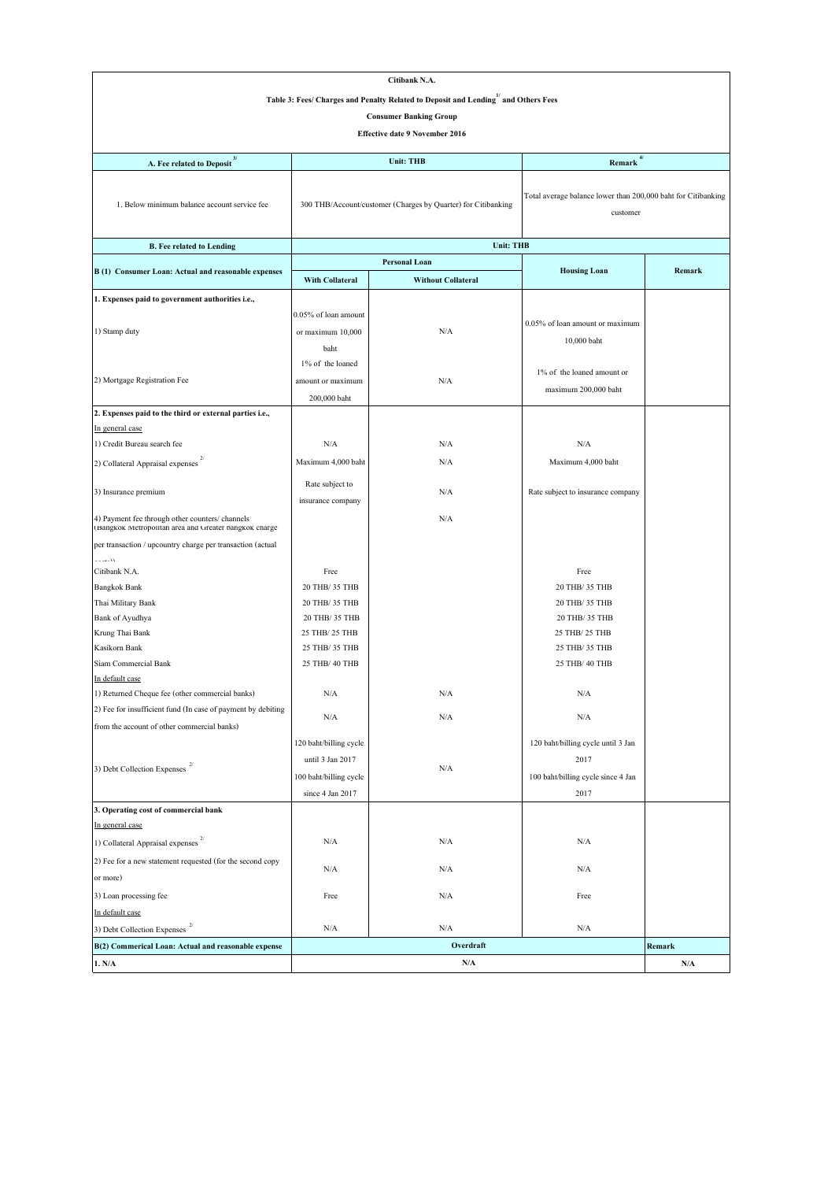**Citibank N.A.**

**Table 3: Fees/ Charges and Penalty Related to Deposit and Lending[1/] and Others Fees**

**Consumer Banking Group**

**Effective date 9 November 2016**

| A. Fee related to Deposit[3/] | Unit: THB | Remark[4/] |
|---|---|---|
| 1. Below minimum balance account service fee | 300 THB/Account/customer (Charges by Quarter) for Citibanking | Total average balance lower than 200,000 baht for Citibanking customer |

| B. Fee related to Lending | Unit: THB | | | |
|---|---|---|---|---|
| B (1) Consumer Loan: Actual and reasonable expenses | Personal Loan | | Housing Loan | Remark |
| | With Collateral | Without Collateral | | |
| **1. Expenses paid to government authorities i.e.,** | | | | |
| 1) Stamp duty | 0.05% of loan amount or maximum 10,000 baht | N/A | 0.05% of loan amount or maximum 10,000 baht | |
| 2) Mortgage Registration Fee | 1% of the loaned amount or maximum 200,000 baht | N/A | 1% of the loaned amount or maximum 200,000 baht | |
| **2. Expenses paid to the third or external parties i.e.,** | | | | |
| In general case | | | | |
| 1) Credit Bureau search fee | N/A | N/A | N/A | |
| 2) Collateral Appraisal expenses[2/] | Maximum 4,000 baht | N/A | Maximum 4,000 baht | |
| 3) Insurance premium | Rate subject to insurance company | N/A | Rate subject to insurance company | |
| 4) Payment fee through other counters/ channels (Bangkok Metropolitan area and Greater bangkok charge per transaction / upcountry charge per transaction (actual cost)) | | N/A | | |
| Citibank N.A. | Free | | Free | |
| Bangkok Bank | 20 THB/ 35 THB | | 20 THB/ 35 THB | |
| Thai Military Bank | 20 THB/ 35 THB | | 20 THB/ 35 THB | |
| Bank of Ayudhya | 20 THB/ 35 THB | | 20 THB/ 35 THB | |
| Krung Thai Bank | 25 THB/ 25 THB | | 25 THB/ 25 THB | |
| Kasikorn Bank | 25 THB/ 35 THB | | 25 THB/ 35 THB | |
| Siam Commercial Bank | 25 THB/ 40 THB | | 25 THB/ 40 THB | |
| In default case | | | | |
| 1) Returned Cheque fee (other commercial banks) | N/A | N/A | N/A | |
| 2) Fee for insufficient fund (In case of payment by debiting from the account of other commercial banks) | N/A | N/A | N/A | |
| 3) Debt Collection Expenses[2/] | 120 baht/billing cycle until 3 Jan 2017 100 baht/billing cycle since 4 Jan 2017 | N/A | 120 baht/billing cycle until 3 Jan 2017 100 baht/billing cycle since 4 Jan 2017 | |
| **3. Operating cost of commercial bank** | | | | |
| In general case | | | | |
| 1) Collateral Appraisal expenses[2/] | N/A | N/A | N/A | |
| 2) Fee for a new statement requested (for the second copy or more) | N/A | N/A | N/A | |
| 3) Loan processing fee | Free | N/A | Free | |
| In default case | | | | |
| 3) Debt Collection Expenses[2/] | N/A | N/A | N/A | |

| B(2) Commerical Loan: Actual and reasonable expense | Overdraft | Remark |
|---|---|---|
| 1. N/A | N/A | N/A |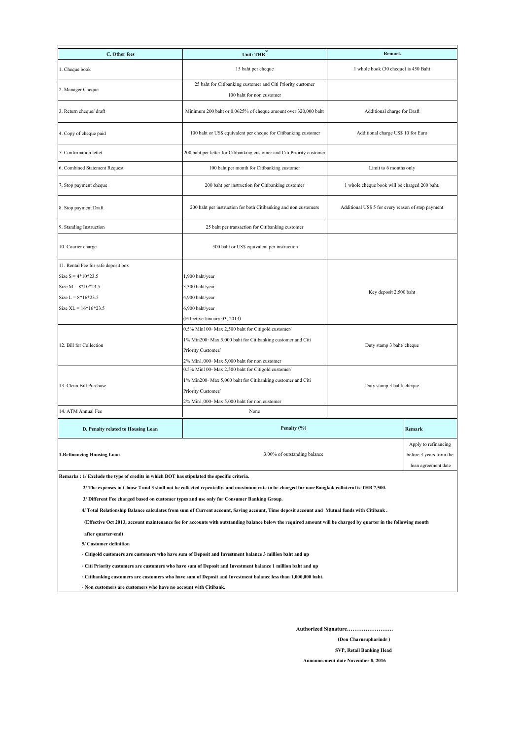| C. Other fees | Unit: THB[5/] | Remark |
|---|---|---|
| 1. Cheque book | 15 baht per cheque | 1 whole book (30 cheque) is 450 Baht |
| 2. Manager Cheque | 25 baht for Citibanking customer and Citi Priority customer<br>100 baht for non customer | |
| 3. Return cheque/ draft | Minimum 200 baht or 0.0625% of cheque amount over 320,000 baht | Additional charge for Draft |
| 4. Copy of cheque paid | 100 baht or US$ equivalent per cheque for Citibanking customer | Additional charge US$ 10 for Euro |
| 5. Confirmation lettet | 200 baht per letter for Citibanking customer and Citi Priority customer | |
| 6. Combined Statement Request | 100 baht per month for Citibanking customer | Limit to 6 months only |
| 7. Stop payment cheque | 200 baht per instruction for Citibanking customer | 1 whole cheque book will be charged 200 baht. |
| 8. Stop payment Draft | 200 baht per instruction for both Citibanking and non customers | Additional US$ 5 for every reason of stop payment |
| 9. Standing Instruction | 25 baht per transaction for Citibanking customer | |
| 10. Courier charge | 500 baht or US$ equivalent per instruction | |
| 11. Rental Fee for safe deposit box<br>Size S = 4*10*23.5<br>Size M = 8*10*23.5<br>Size L = 8*16*23.5<br>Size XL = 16*16*23.5 | <br>1,900 baht/year<br>3,300 baht/year<br>4,900 baht/year<br>6,900 baht/year<br>(Effective January 03, 2013) | Key deposit 2,500 baht |
| 12. Bill for Collection | 0.5% Min100- Max 2,500 baht for Citigold customer/<br>1% Min200- Max 5,000 baht for Citibanking customer and Citi Priority Customer/<br>2% Min1,000- Max 5,000 baht for non customer | Duty stamp 3 baht/ cheque |
| 13. Clean Bill Purchase | 0.5% Min100- Max 2,500 baht for Citigold customer/<br>1% Min200- Max 5,000 baht for Citibanking customer and Citi Priority Customer/<br>2% Min1,000- Max 5,000 baht for non customer | Duty stamp 3 baht/ cheque |
| 14. ATM Annual Fee | None | |

| D. Penalty related to Housing Loan | Penalty (%) | Remark |
|---|---|---|
| 1.Refinancing Housing Loan | 3.00% of outstanding balance | Apply to refinancing before 3 years from the loan agreement date |

**Remarks : 1/ Exclude the type of credits in which BOT has stipulated the specific criteria.**

**2/ The expenses in Clause 2 and 3 shall not be collected repeatedly, and maximum rate to be charged for non-Bangkok collateral is THB 7,500.**

**3/ Different Fee charged based on customer types and use only for Consumer Banking Group.**

**4/ Total Relationship Balance calculates from sum of Current account, Saving account, Time deposit account and Mutual funds with Citibank .**

**(Effective Oct 2013, account maintenance fee for accounts with outstanding balance below the required amount will be charged by quarter in the following month after quarter-end)**

**5/ Customer definition**

**- Citigold customers are customers who have sum of Deposit and Investment balance 3 million baht and up**

**- Citi Priority customers are customers who have sum of Deposit and Investment balance 1 million baht and up**

**- Citibanking customers are customers who have sum of Deposit and Investment balance less than 1,000,000 baht.**

**- Non customers are customers who have no account with Citibank.**

**Authorized Signature…………………….**

**(Don Charnsupharindr )**

**SVP, Retail Banking Head**

**Announcement date November 8, 2016**